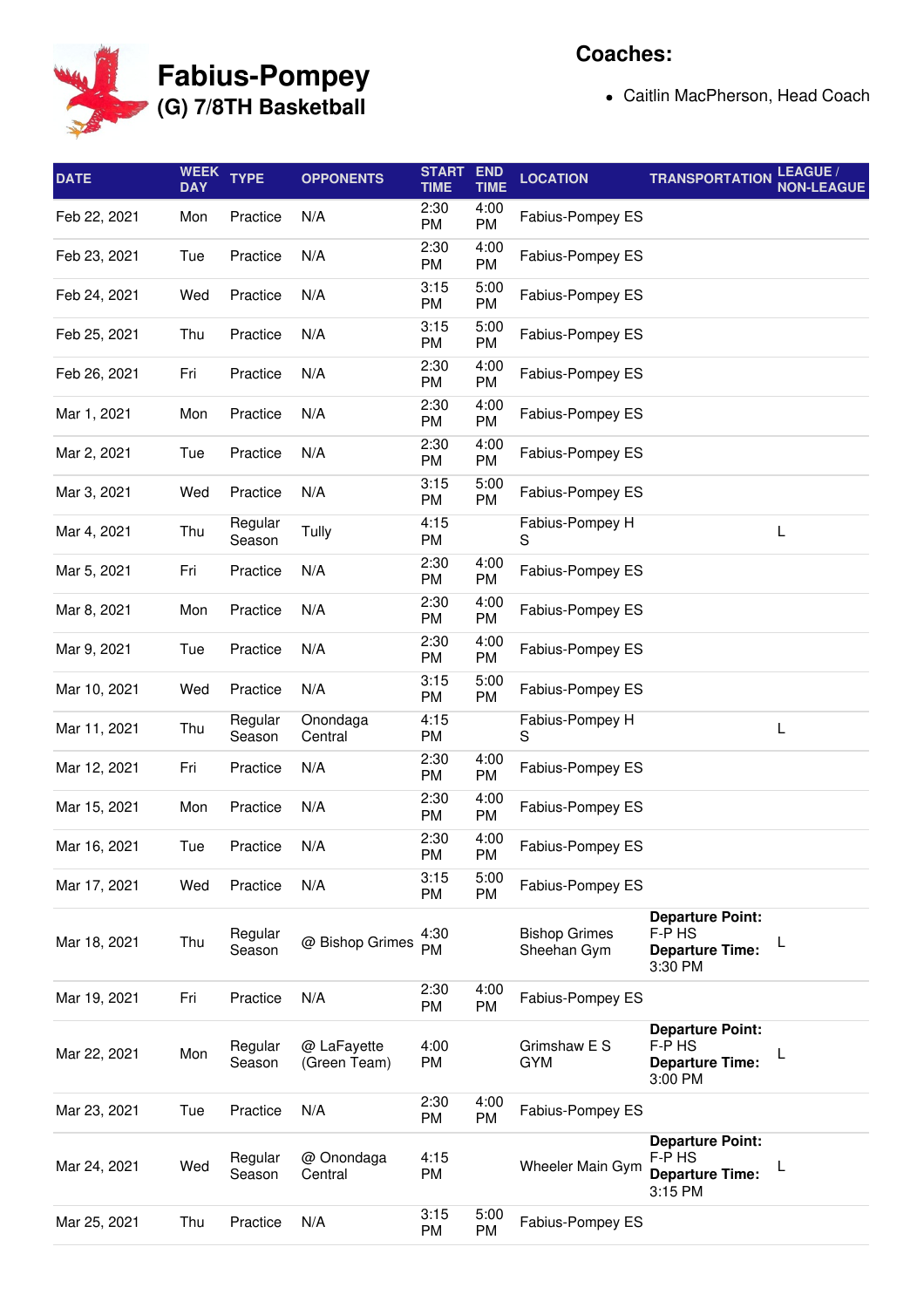# Fabius-Pompey

## (G) 7/8TH Basketball

**Coaches:**

- Caitlin MacPherson, Head Coach

| DATE | WEEK DAY | TYPE | OPPONENTS | START TIME | END TIME | LOCATION | TRANSPORTATION | LEAGUE / NON-LEAGUE |
|---|---|---|---|---|---|---|---|---|
| Feb 22, 2021 | Mon | Practice | N/A | 2:30 PM | 4:00 PM | Fabius-Pompey ES | | |
| Feb 23, 2021 | Tue | Practice | N/A | 2:30 PM | 4:00 PM | Fabius-Pompey ES | | |
| Feb 24, 2021 | Wed | Practice | N/A | 3:15 PM | 5:00 PM | Fabius-Pompey ES | | |
| Feb 25, 2021 | Thu | Practice | N/A | 3:15 PM | 5:00 PM | Fabius-Pompey ES | | |
| Feb 26, 2021 | Fri | Practice | N/A | 2:30 PM | 4:00 PM | Fabius-Pompey ES | | |
| Mar 1, 2021 | Mon | Practice | N/A | 2:30 PM | 4:00 PM | Fabius-Pompey ES | | |
| Mar 2, 2021 | Tue | Practice | N/A | 2:30 PM | 4:00 PM | Fabius-Pompey ES | | |
| Mar 3, 2021 | Wed | Practice | N/A | 3:15 PM | 5:00 PM | Fabius-Pompey ES | | |
| Mar 4, 2021 | Thu | Regular Season | Tully | 4:15 PM | | Fabius-Pompey HS | | L |
| Mar 5, 2021 | Fri | Practice | N/A | 2:30 PM | 4:00 PM | Fabius-Pompey ES | | |
| Mar 8, 2021 | Mon | Practice | N/A | 2:30 PM | 4:00 PM | Fabius-Pompey ES | | |
| Mar 9, 2021 | Tue | Practice | N/A | 2:30 PM | 4:00 PM | Fabius-Pompey ES | | |
| Mar 10, 2021 | Wed | Practice | N/A | 3:15 PM | 5:00 PM | Fabius-Pompey ES | | |
| Mar 11, 2021 | Thu | Regular Season | Onondaga Central | 4:15 PM | | Fabius-Pompey HS | | L |
| Mar 12, 2021 | Fri | Practice | N/A | 2:30 PM | 4:00 PM | Fabius-Pompey ES | | |
| Mar 15, 2021 | Mon | Practice | N/A | 2:30 PM | 4:00 PM | Fabius-Pompey ES | | |
| Mar 16, 2021 | Tue | Practice | N/A | 2:30 PM | 4:00 PM | Fabius-Pompey ES | | |
| Mar 17, 2021 | Wed | Practice | N/A | 3:15 PM | 5:00 PM | Fabius-Pompey ES | | |
| Mar 18, 2021 | Thu | Regular Season | @ Bishop Grimes | 4:30 PM | | Bishop Grimes Sheehan Gym | **Departure Point:** F-P HS **Departure Time:** 3:30 PM | L |
| Mar 19, 2021 | Fri | Practice | N/A | 2:30 PM | 4:00 PM | Fabius-Pompey ES | | |
| Mar 22, 2021 | Mon | Regular Season | @ LaFayette (Green Team) | 4:00 PM | | Grimshaw E S GYM | **Departure Point:** F-P HS **Departure Time:** 3:00 PM | L |
| Mar 23, 2021 | Tue | Practice | N/A | 2:30 PM | 4:00 PM | Fabius-Pompey ES | | |
| Mar 24, 2021 | Wed | Regular Season | @ Onondaga Central | 4:15 PM | | Wheeler Main Gym | **Departure Point:** F-P HS **Departure Time:** 3:15 PM | L |
| Mar 25, 2021 | Thu | Practice | N/A | 3:15 PM | 5:00 PM | Fabius-Pompey ES | | |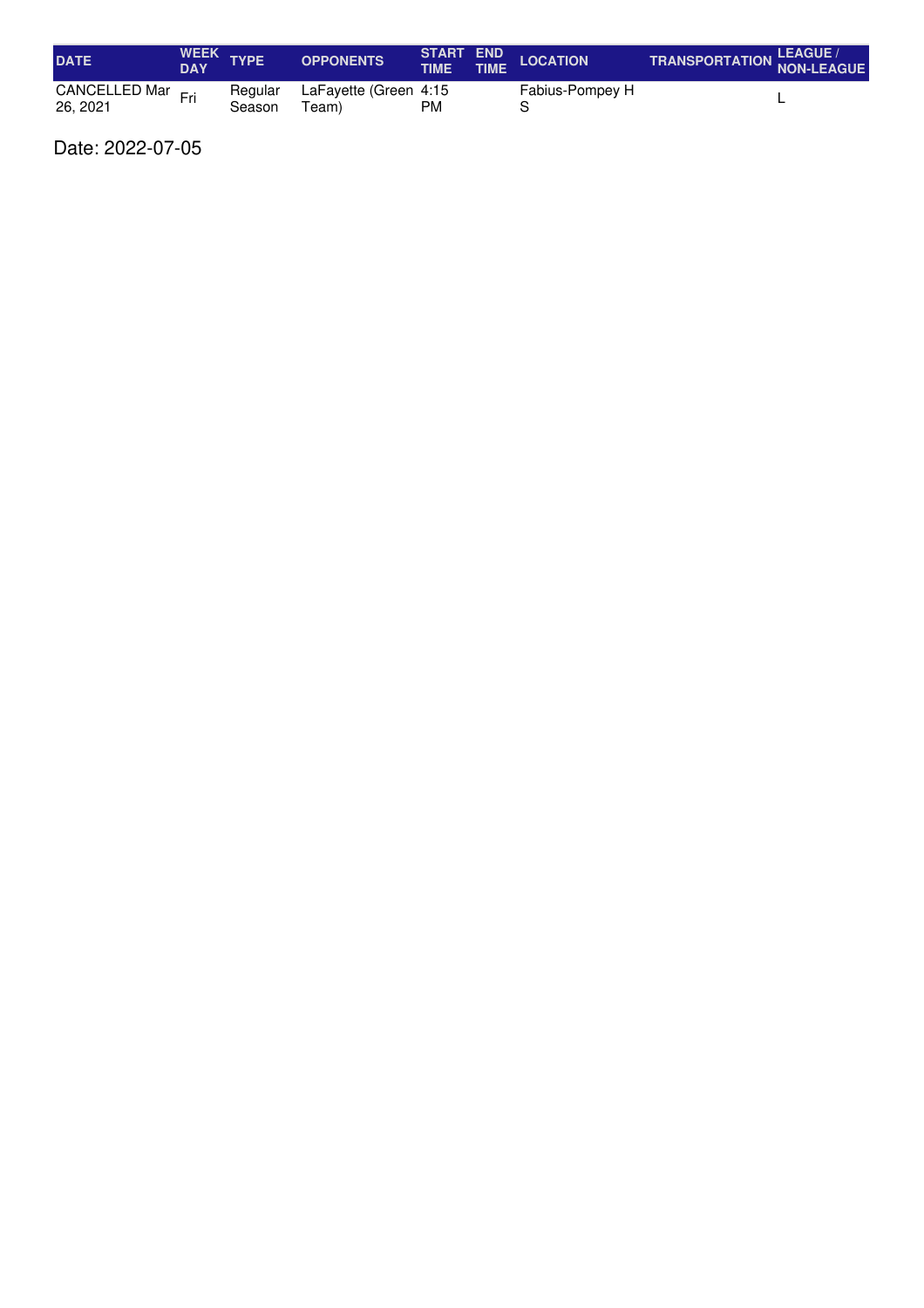| DATE | WEEK DAY | TYPE | OPPONENTS | START TIME | END TIME | LOCATION | TRANSPORTATION | LEAGUE / NON-LEAGUE |
|---|---|---|---|---|---|---|---|---|
| CANCELLED Mar 26, 2021 | Fri | Regular Season | LaFayette (Green Team) | 4:15 PM | | Fabius-Pompey H S | | L |

Date: 2022-07-05